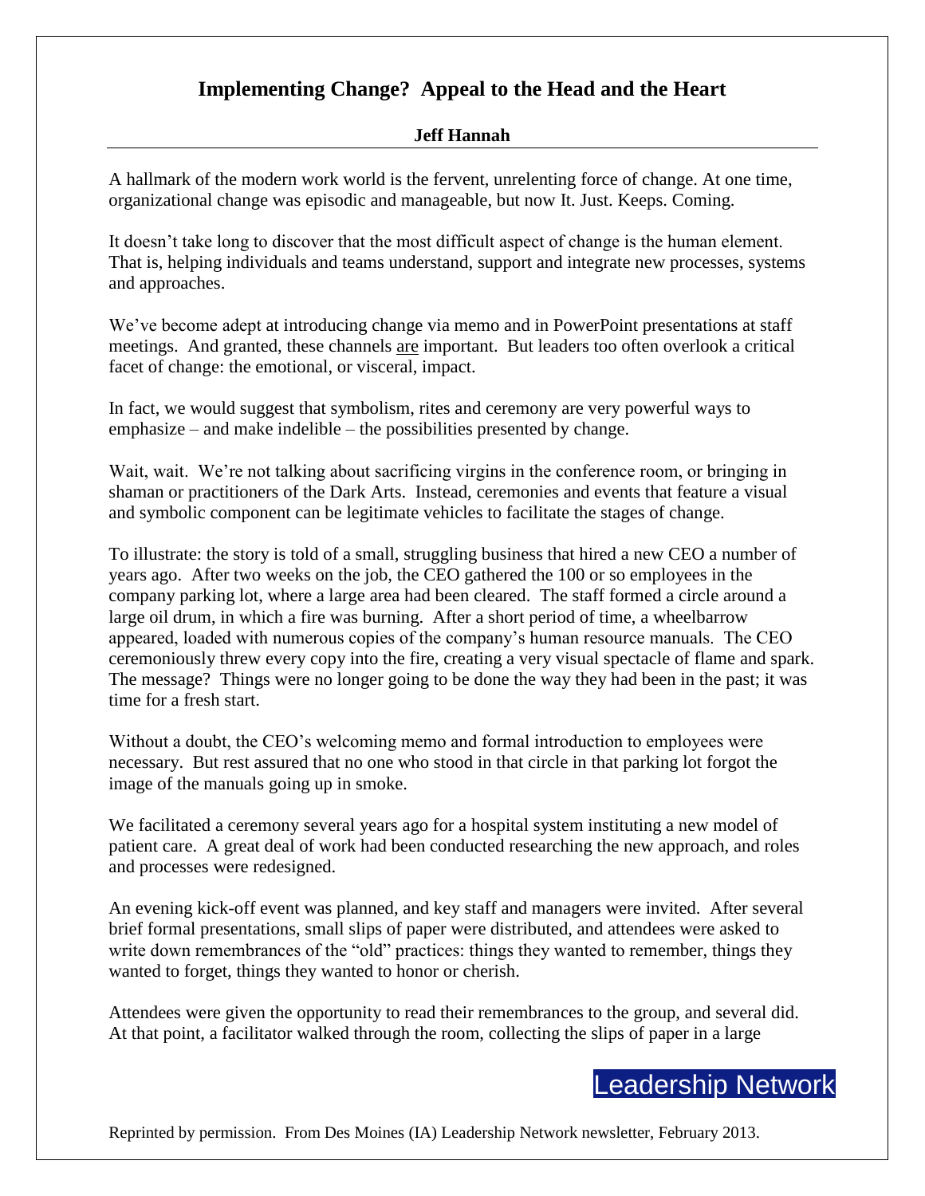# Implementing Change? Appeal to the Head and the Heart

**Jeff Hannah**

A hallmark of the modern work world is the fervent, unrelenting force of change. At one time, organizational change was episodic and manageable, but now It. Just. Keeps. Coming.

It doesn't take long to discover that the most difficult aspect of change is the human element. That is, helping individuals and teams understand, support and integrate new processes, systems and approaches.

We've become adept at introducing change via memo and in PowerPoint presentations at staff meetings. And granted, these channels <u>are</u> important. But leaders too often overlook a critical facet of change: the emotional, or visceral, impact.

In fact, we would suggest that symbolism, rites and ceremony are very powerful ways to emphasize – and make indelible – the possibilities presented by change.

Wait, wait. We're not talking about sacrificing virgins in the conference room, or bringing in shaman or practitioners of the Dark Arts. Instead, ceremonies and events that feature a visual and symbolic component can be legitimate vehicles to facilitate the stages of change.

To illustrate: the story is told of a small, struggling business that hired a new CEO a number of years ago. After two weeks on the job, the CEO gathered the 100 or so employees in the company parking lot, where a large area had been cleared. The staff formed a circle around a large oil drum, in which a fire was burning. After a short period of time, a wheelbarrow appeared, loaded with numerous copies of the company's human resource manuals. The CEO ceremoniously threw every copy into the fire, creating a very visual spectacle of flame and spark. The message? Things were no longer going to be done the way they had been in the past; it was time for a fresh start.

Without a doubt, the CEO's welcoming memo and formal introduction to employees were necessary. But rest assured that no one who stood in that circle in that parking lot forgot the image of the manuals going up in smoke.

We facilitated a ceremony several years ago for a hospital system instituting a new model of patient care. A great deal of work had been conducted researching the new approach, and roles and processes were redesigned.

An evening kick-off event was planned, and key staff and managers were invited. After several brief formal presentations, small slips of paper were distributed, and attendees were asked to write down remembrances of the "old" practices: things they wanted to remember, things they wanted to forget, things they wanted to honor or cherish.

Attendees were given the opportunity to read their remembrances to the group, and several did. At that point, a facilitator walked through the room, collecting the slips of paper in a large

Reprinted by permission. From Des Moines (IA) Leadership Network newsletter, February 2013.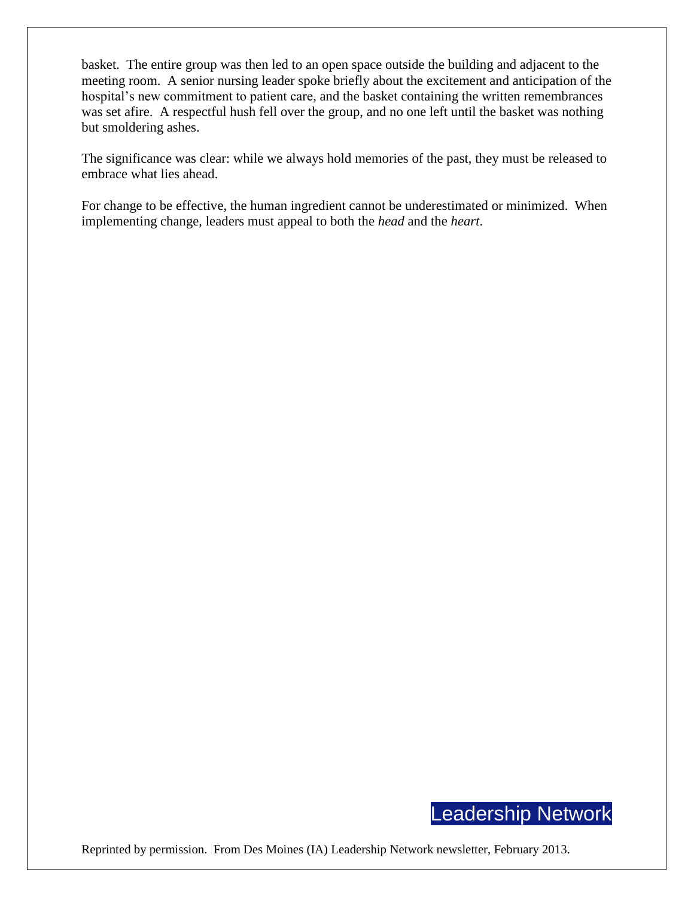basket. The entire group was then led to an open space outside the building and adjacent to the meeting room. A senior nursing leader spoke briefly about the excitement and anticipation of the hospital's new commitment to patient care, and the basket containing the written remembrances was set afire. A respectful hush fell over the group, and no one left until the basket was nothing but smoldering ashes.

The significance was clear: while we always hold memories of the past, they must be released to embrace what lies ahead.

For change to be effective, the human ingredient cannot be underestimated or minimized. When implementing change, leaders must appeal to both the *head* and the *heart*.

Leadership Network

Reprinted by permission. From Des Moines (IA) Leadership Network newsletter, February 2013.